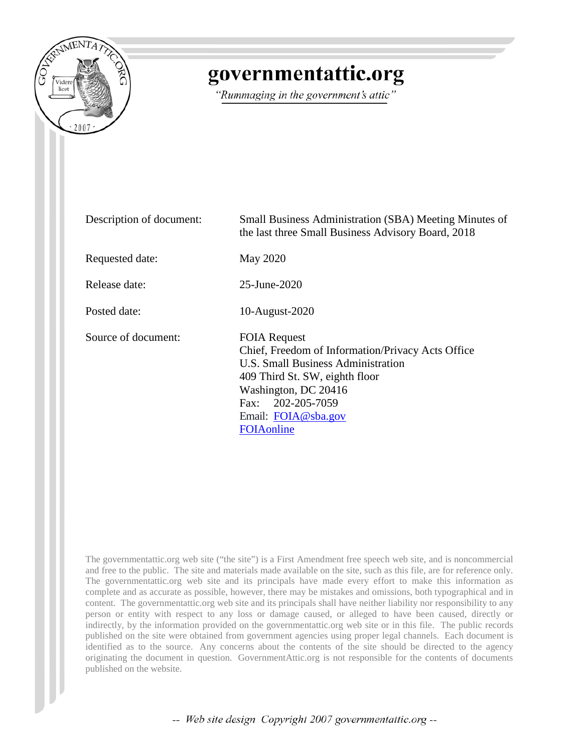# governmentattic.org

*"Rummaging in the government's attic"*

| | |
|---|---|
| Description of document: | Small Business Administration (SBA) Meeting Minutes of the last three Small Business Advisory Board, 2018 |
| Requested date: | May 2020 |
| Release date: | 25-June-2020 |
| Posted date: | 10-August-2020 |
| Source of document: | FOIA Request<br>Chief, Freedom of Information/Privacy Acts Office<br>U.S. Small Business Administration<br>409 Third St. SW, eighth floor<br>Washington, DC 20416<br>Fax: 202-205-7059<br>Email: FOIA@sba.gov<br>FOIAonline |

The governmentattic.org web site ("the site") is a First Amendment free speech web site, and is noncommercial and free to the public. The site and materials made available on the site, such as this file, are for reference only. The governmentattic.org web site and its principals have made every effort to make this information as complete and as accurate as possible, however, there may be mistakes and omissions, both typographical and in content. The governmentattic.org web site and its principals shall have neither liability nor responsibility to any person or entity with respect to any loss or damage caused, or alleged to have been caused, directly or indirectly, by the information provided on the governmentattic.org web site or in this file. The public records published on the site were obtained from government agencies using proper legal channels. Each document is identified as to the source. Any concerns about the contents of the site should be directed to the agency originating the document in question. GovernmentAttic.org is not responsible for the contents of documents published on the website.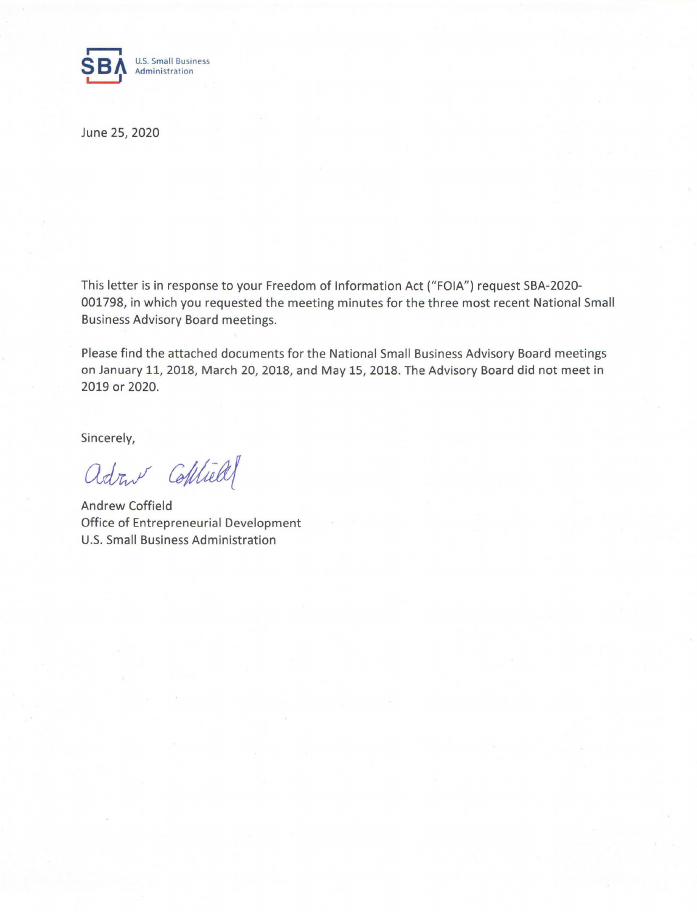U.S. Small Business Administration

June 25, 2020

This letter is in response to your Freedom of Information Act ("FOIA") request SBA-2020-001798, in which you requested the meeting minutes for the three most recent National Small Business Advisory Board meetings.

Please find the attached documents for the National Small Business Advisory Board meetings on January 11, 2018, March 20, 2018, and May 15, 2018. The Advisory Board did not meet in 2019 or 2020.

Sincerely,

Andrew Coffield
Office of Entrepreneurial Development
U.S. Small Business Administration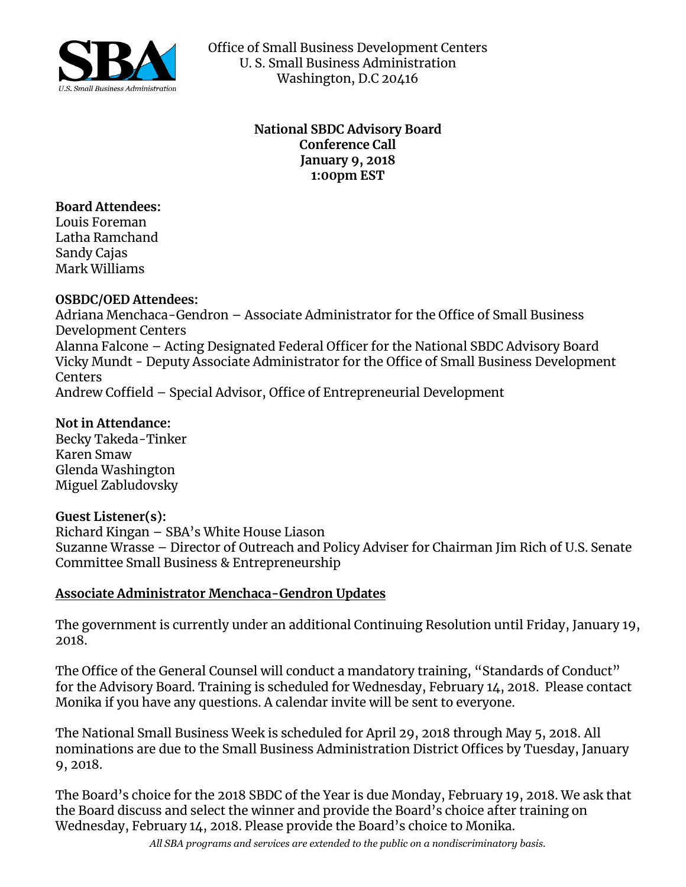Office of Small Business Development Centers
U. S. Small Business Administration
Washington, D.C 20416

**National SBDC Advisory Board**
**Conference Call**
**January 9, 2018**
**1:00pm EST**

**Board Attendees:**
Louis Foreman
Latha Ramchand
Sandy Cajas
Mark Williams

**OSBDC/OED Attendees:**
Adriana Menchaca-Gendron – Associate Administrator for the Office of Small Business Development Centers
Alanna Falcone – Acting Designated Federal Officer for the National SBDC Advisory Board
Vicky Mundt - Deputy Associate Administrator for the Office of Small Business Development Centers
Andrew Coffield – Special Advisor, Office of Entrepreneurial Development

**Not in Attendance:**
Becky Takeda-Tinker
Karen Smaw
Glenda Washington
Miguel Zabludovsky

**Guest Listener(s):**
Richard Kingan – SBA's White House Liason
Suzanne Wrasse – Director of Outreach and Policy Adviser for Chairman Jim Rich of U.S. Senate Committee Small Business & Entrepreneurship

**<u>Associate Administrator Menchaca-Gendron Updates</u>**

The government is currently under an additional Continuing Resolution until Friday, January 19, 2018.

The Office of the General Counsel will conduct a mandatory training, "Standards of Conduct" for the Advisory Board. Training is scheduled for Wednesday, February 14, 2018. Please contact Monika if you have any questions. A calendar invite will be sent to everyone.

The National Small Business Week is scheduled for April 29, 2018 through May 5, 2018. All nominations are due to the Small Business Administration District Offices by Tuesday, January 9, 2018.

The Board's choice for the 2018 SBDC of the Year is due Monday, February 19, 2018. We ask that the Board discuss and select the winner and provide the Board's choice after training on Wednesday, February 14, 2018. Please provide the Board's choice to Monika.

*All SBA programs and services are extended to the public on a nondiscriminatory basis.*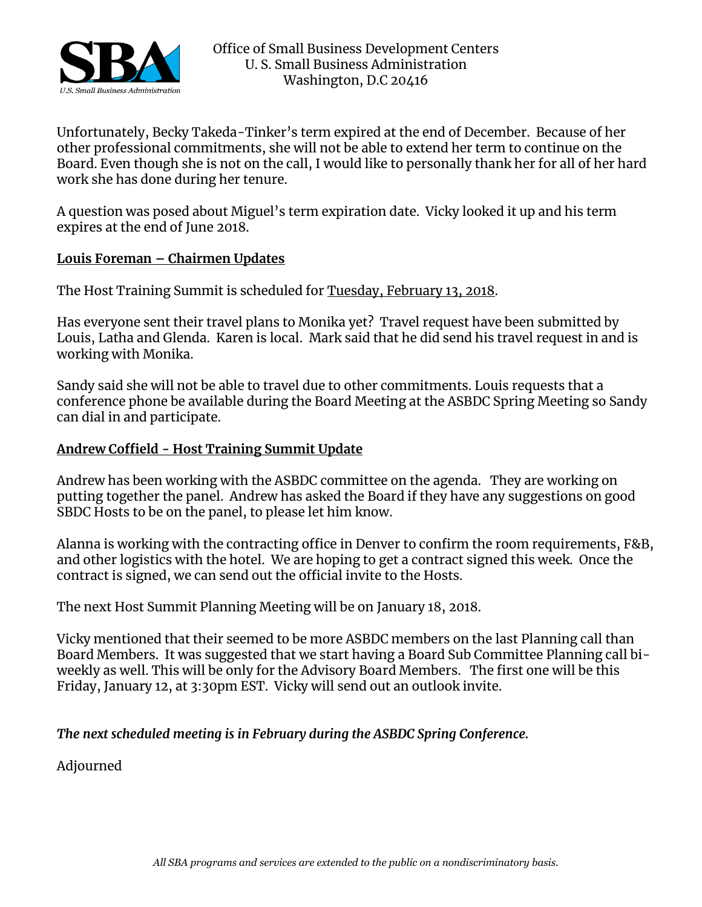Unfortunately, Becky Takeda-Tinker's term expired at the end of December. Because of her other professional commitments, she will not be able to extend her term to continue on the Board. Even though she is not on the call, I would like to personally thank her for all of her hard work she has done during her tenure.

A question was posed about Miguel's term expiration date. Vicky looked it up and his term expires at the end of June 2018.

**Louis Foreman – Chairmen Updates**

The Host Training Summit is scheduled for Tuesday, February 13, 2018.

Has everyone sent their travel plans to Monika yet? Travel request have been submitted by Louis, Latha and Glenda. Karen is local. Mark said that he did send his travel request in and is working with Monika.

Sandy said she will not be able to travel due to other commitments. Louis requests that a conference phone be available during the Board Meeting at the ASBDC Spring Meeting so Sandy can dial in and participate.

**Andrew Coffield - Host Training Summit Update**

Andrew has been working with the ASBDC committee on the agenda. They are working on putting together the panel. Andrew has asked the Board if they have any suggestions on good SBDC Hosts to be on the panel, to please let him know.

Alanna is working with the contracting office in Denver to confirm the room requirements, F&B, and other logistics with the hotel. We are hoping to get a contract signed this week. Once the contract is signed, we can send out the official invite to the Hosts.

The next Host Summit Planning Meeting will be on January 18, 2018.

Vicky mentioned that their seemed to be more ASBDC members on the last Planning call than Board Members. It was suggested that we start having a Board Sub Committee Planning call bi-weekly as well. This will be only for the Advisory Board Members. The first one will be this Friday, January 12, at 3:30pm EST. Vicky will send out an outlook invite.

***The next scheduled meeting is in February during the ASBDC Spring Conference.***

Adjourned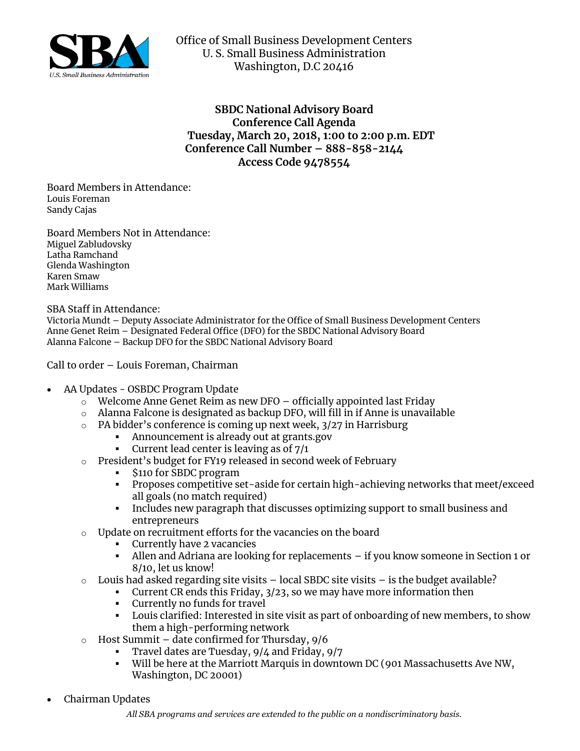Office of Small Business Development Centers
U. S. Small Business Administration
Washington, D.C 20416

**SBDC National Advisory Board**
**Conference Call Agenda**
**Tuesday, March 20, 2018, 1:00 to 2:00 p.m. EDT**
**Conference Call Number – 888-858-2144**
**Access Code 9478554**

Board Members in Attendance:
Louis Foreman
Sandy Cajas

Board Members Not in Attendance:
Miguel Zabludovsky
Latha Ramchand
Glenda Washington
Karen Smaw
Mark Williams

SBA Staff in Attendance:
Victoria Mundt – Deputy Associate Administrator for the Office of Small Business Development Centers
Anne Genet Reim – Designated Federal Office (DFO) for the SBDC National Advisory Board
Alanna Falcone – Backup DFO for the SBDC National Advisory Board

Call to order – Louis Foreman, Chairman

- AA Updates - OSBDC Program Update
  - Welcome Anne Genet Reim as new DFO – officially appointed last Friday
  - Alanna Falcone is designated as backup DFO, will fill in if Anne is unavailable
  - PA bidder's conference is coming up next week, 3/27 in Harrisburg
    - Announcement is already out at grants.gov
    - Current lead center is leaving as of 7/1
  - President's budget for FY19 released in second week of February
    - $110 for SBDC program
    - Proposes competitive set-aside for certain high-achieving networks that meet/exceed all goals (no match required)
    - Includes new paragraph that discusses optimizing support to small business and entrepreneurs
  - Update on recruitment efforts for the vacancies on the board
    - Currently have 2 vacancies
    - Allen and Adriana are looking for replacements – if you know someone in Section 1 or 8/10, let us know!
  - Louis had asked regarding site visits – local SBDC site visits – is the budget available?
    - Current CR ends this Friday, 3/23, so we may have more information then
    - Currently no funds for travel
    - Louis clarified: Interested in site visit as part of onboarding of new members, to show them a high-performing network
  - Host Summit – date confirmed for Thursday, 9/6
    - Travel dates are Tuesday, 9/4 and Friday, 9/7
    - Will be here at the Marriott Marquis in downtown DC (901 Massachusetts Ave NW, Washington, DC 20001)
- Chairman Updates

*All SBA programs and services are extended to the public on a nondiscriminatory basis.*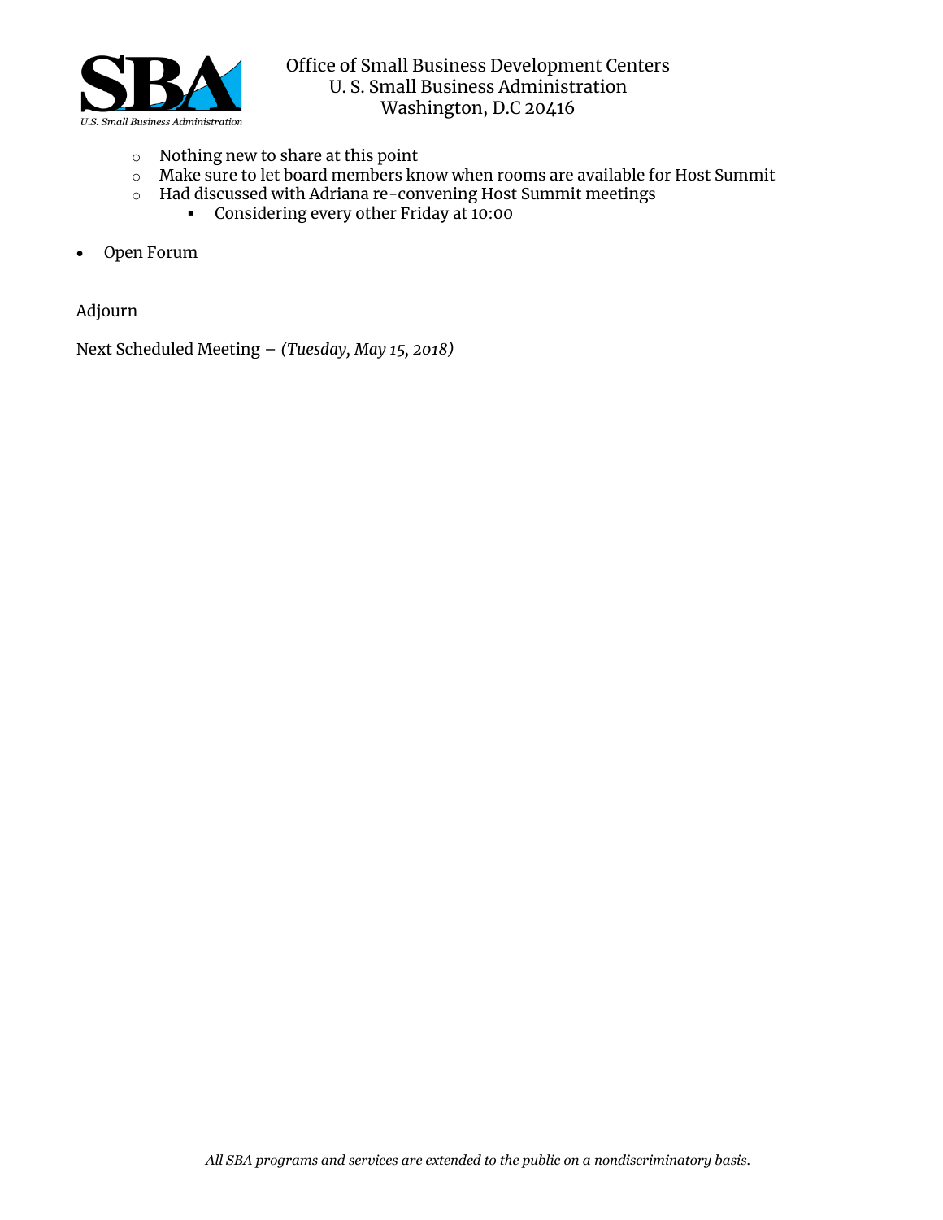- Nothing new to share at this point
  - Make sure to let board members know when rooms are available for Host Summit
  - Had discussed with Adriana re-convening Host Summit meetings
    - Considering every other Friday at 10:00

- Open Forum

Adjourn

Next Scheduled Meeting – *(Tuesday, May 15, 2018)*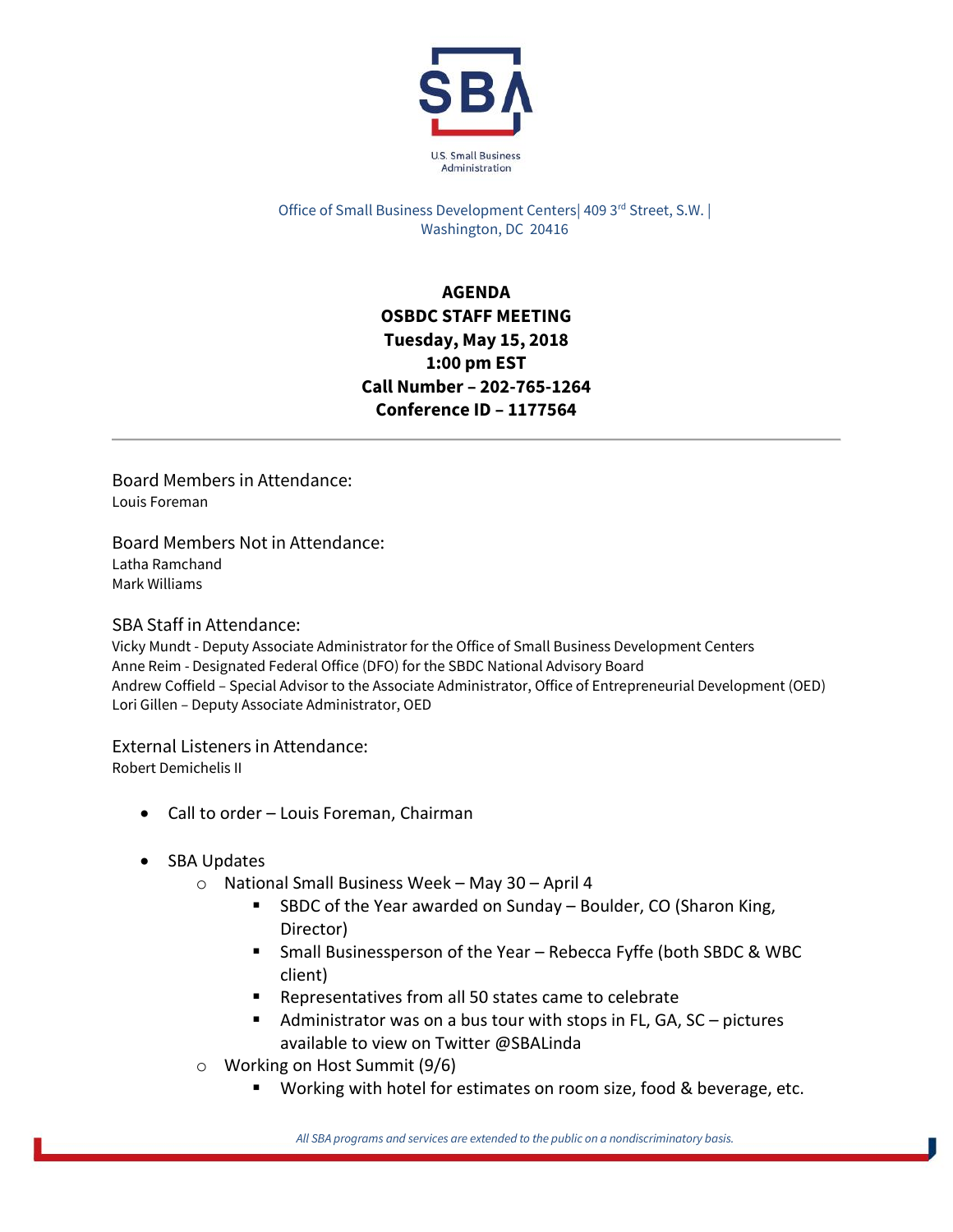U.S. Small Business Administration

Office of Small Business Development Centers| 409 3rd Street, S.W. | Washington, DC 20416

**AGENDA**
**OSBDC STAFF MEETING**
**Tuesday, May 15, 2018**
**1:00 pm EST**
**Call Number – 202-765-1264**
**Conference ID – 1177564**

---

## Board Members in Attendance:

Louis Foreman

## Board Members Not in Attendance:

Latha Ramchand
Mark Williams

## SBA Staff in Attendance:

Vicky Mundt - Deputy Associate Administrator for the Office of Small Business Development Centers
Anne Reim - Designated Federal Office (DFO) for the SBDC National Advisory Board
Andrew Coffield – Special Advisor to the Associate Administrator, Office of Entrepreneurial Development (OED)
Lori Gillen – Deputy Associate Administrator, OED

## External Listeners in Attendance:

Robert Demichelis II

- Call to order – Louis Foreman, Chairman
- SBA Updates
  - National Small Business Week – May 30 – April 4
    - SBDC of the Year awarded on Sunday – Boulder, CO (Sharon King, Director)
    - Small Businessperson of the Year – Rebecca Fyffe (both SBDC & WBC client)
    - Representatives from all 50 states came to celebrate
    - Administrator was on a bus tour with stops in FL, GA, SC – pictures available to view on Twitter @SBALinda
  - Working on Host Summit (9/6)
    - Working with hotel for estimates on room size, food & beverage, etc.

*All SBA programs and services are extended to the public on a nondiscriminatory basis.*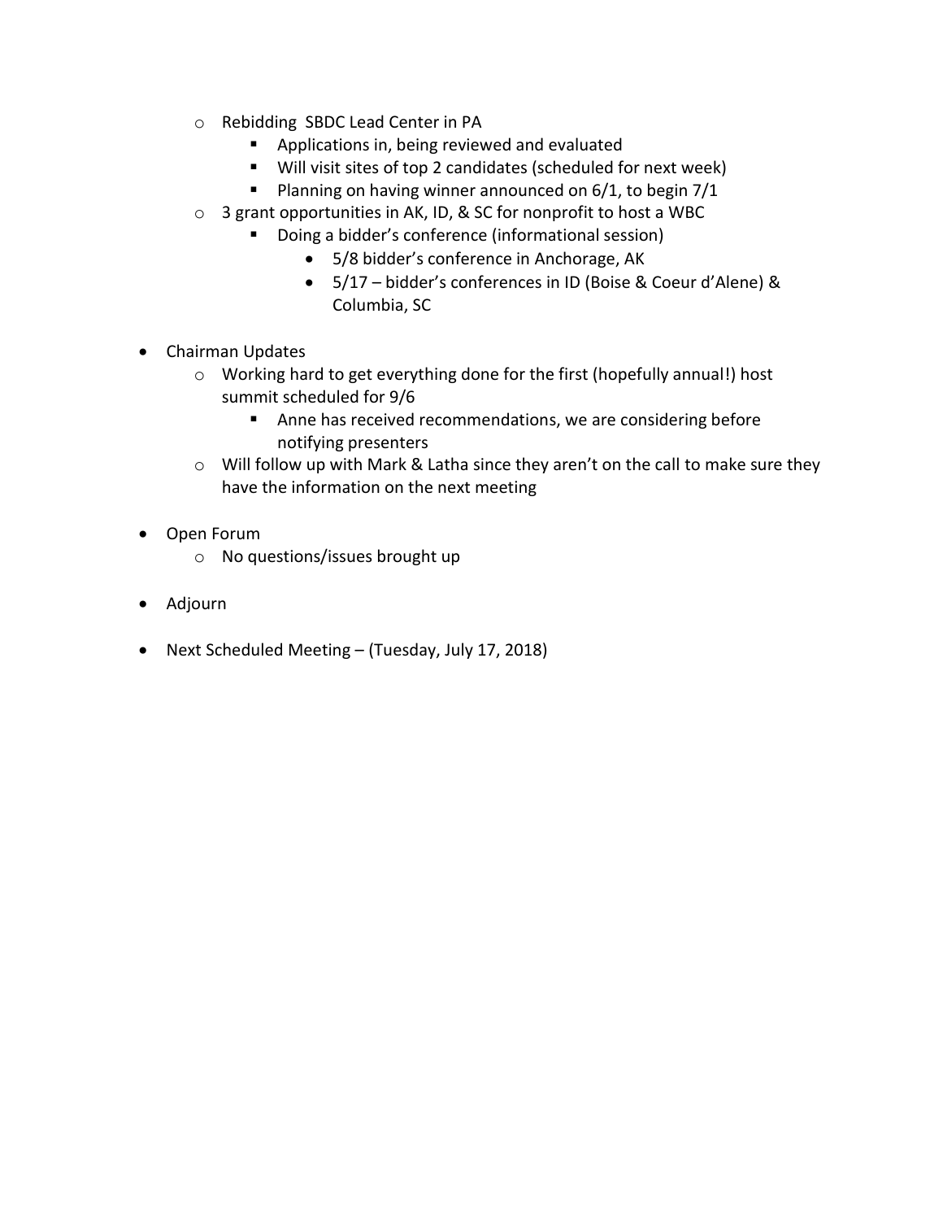- Rebidding SBDC Lead Center in PA
  - Applications in, being reviewed and evaluated
  - Will visit sites of top 2 candidates (scheduled for next week)
  - Planning on having winner announced on 6/1, to begin 7/1
- 3 grant opportunities in AK, ID, & SC for nonprofit to host a WBC
  - Doing a bidder's conference (informational session)
    - 5/8 bidder's conference in Anchorage, AK
    - 5/17 – bidder's conferences in ID (Boise & Coeur d'Alene) & Columbia, SC

- Chairman Updates
  - Working hard to get everything done for the first (hopefully annual!) host summit scheduled for 9/6
    - Anne has received recommendations, we are considering before notifying presenters
  - Will follow up with Mark & Latha since they aren't on the call to make sure they have the information on the next meeting

- Open Forum
  - No questions/issues brought up

- Adjourn

- Next Scheduled Meeting – (Tuesday, July 17, 2018)